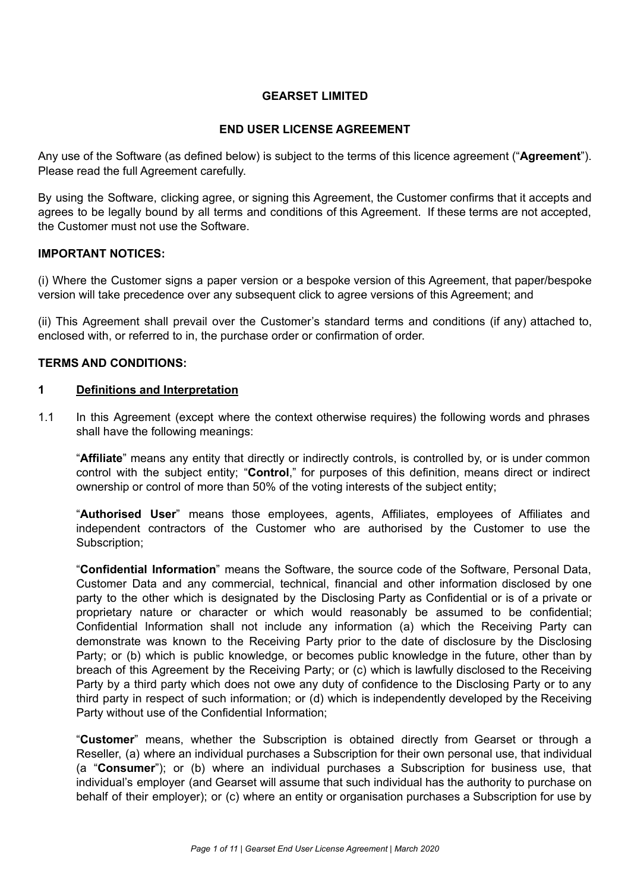**GEARSET LIMITED**

**END USER LICENSE AGREEMENT**

Any use of the Software (as defined below) is subject to the terms of this licence agreement ("**Agreement**"). Please read the full Agreement carefully.

By using the Software, clicking agree, or signing this Agreement, the Customer confirms that it accepts and agrees to be legally bound by all terms and conditions of this Agreement. If these terms are not accepted, the Customer must not use the Software.

**IMPORTANT NOTICES:**

(i) Where the Customer signs a paper version or a bespoke version of this Agreement, that paper/bespoke version will take precedence over any subsequent click to agree versions of this Agreement; and

(ii) This Agreement shall prevail over the Customer's standard terms and conditions (if any) attached to, enclosed with, or referred to in, the purchase order or confirmation of order.

**TERMS AND CONDITIONS:**

## 1 Definitions and Interpretation

1.1 In this Agreement (except where the context otherwise requires) the following words and phrases shall have the following meanings:

"**Affiliate**" means any entity that directly or indirectly controls, is controlled by, or is under common control with the subject entity; "**Control**," for purposes of this definition, means direct or indirect ownership or control of more than 50% of the voting interests of the subject entity;

"**Authorised User**" means those employees, agents, Affiliates, employees of Affiliates and independent contractors of the Customer who are authorised by the Customer to use the Subscription;

"**Confidential Information**" means the Software, the source code of the Software, Personal Data, Customer Data and any commercial, technical, financial and other information disclosed by one party to the other which is designated by the Disclosing Party as Confidential or is of a private or proprietary nature or character or which would reasonably be assumed to be confidential; Confidential Information shall not include any information (a) which the Receiving Party can demonstrate was known to the Receiving Party prior to the date of disclosure by the Disclosing Party; or (b) which is public knowledge, or becomes public knowledge in the future, other than by breach of this Agreement by the Receiving Party; or (c) which is lawfully disclosed to the Receiving Party by a third party which does not owe any duty of confidence to the Disclosing Party or to any third party in respect of such information; or (d) which is independently developed by the Receiving Party without use of the Confidential Information;

"**Customer**" means, whether the Subscription is obtained directly from Gearset or through a Reseller, (a) where an individual purchases a Subscription for their own personal use, that individual (a "**Consumer**"); or (b) where an individual purchases a Subscription for business use, that individual's employer (and Gearset will assume that such individual has the authority to purchase on behalf of their employer); or (c) where an entity or organisation purchases a Subscription for use by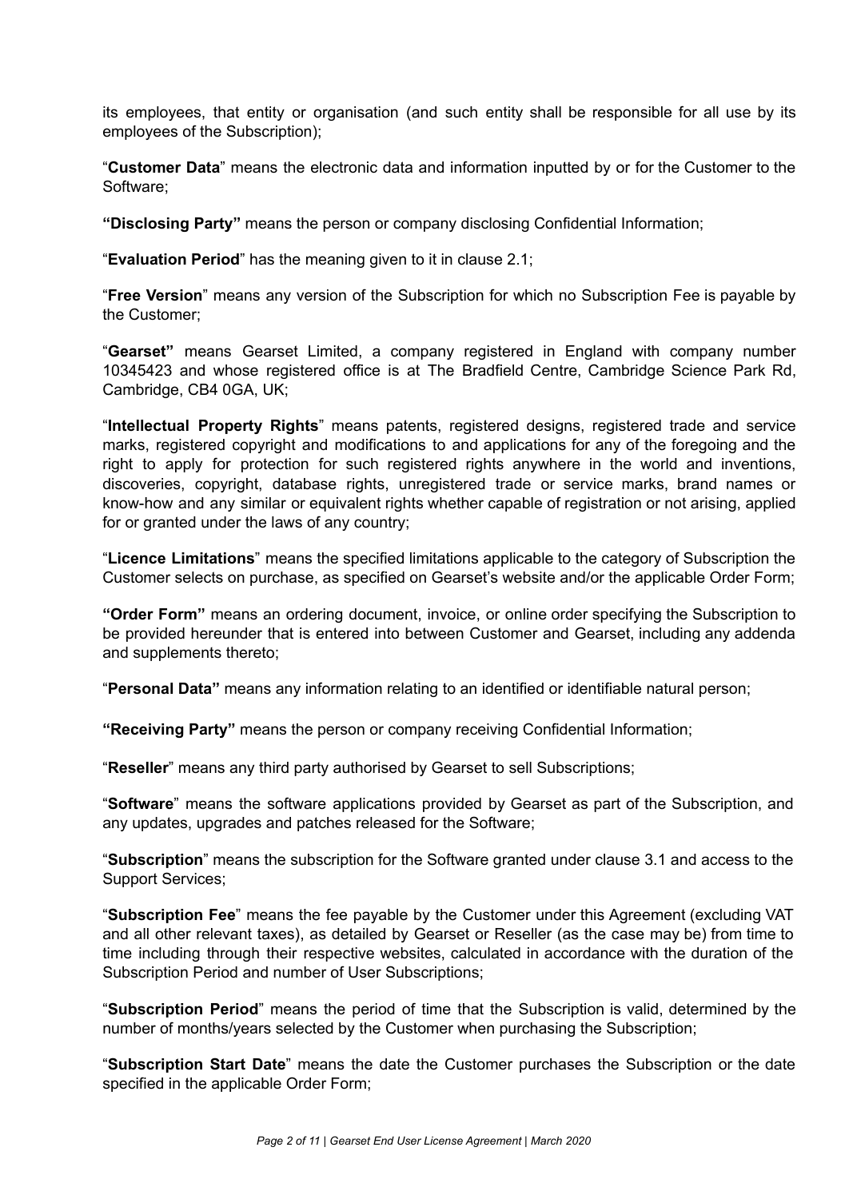its employees, that entity or organisation (and such entity shall be responsible for all use by its employees of the Subscription);

"**Customer Data**" means the electronic data and information inputted by or for the Customer to the Software;

**"Disclosing Party"** means the person or company disclosing Confidential Information;

"**Evaluation Period**" has the meaning given to it in clause 2.1;

"**Free Version**" means any version of the Subscription for which no Subscription Fee is payable by the Customer;

"**Gearset"** means Gearset Limited, a company registered in England with company number 10345423 and whose registered office is at The Bradfield Centre, Cambridge Science Park Rd, Cambridge, CB4 0GA, UK;

"**Intellectual Property Rights**" means patents, registered designs, registered trade and service marks, registered copyright and modifications to and applications for any of the foregoing and the right to apply for protection for such registered rights anywhere in the world and inventions, discoveries, copyright, database rights, unregistered trade or service marks, brand names or know-how and any similar or equivalent rights whether capable of registration or not arising, applied for or granted under the laws of any country;

"**Licence Limitations**" means the specified limitations applicable to the category of Subscription the Customer selects on purchase, as specified on Gearset's website and/or the applicable Order Form;

**"Order Form"** means an ordering document, invoice, or online order specifying the Subscription to be provided hereunder that is entered into between Customer and Gearset, including any addenda and supplements thereto;

"**Personal Data"** means any information relating to an identified or identifiable natural person;

**"Receiving Party"** means the person or company receiving Confidential Information;

"**Reseller**" means any third party authorised by Gearset to sell Subscriptions;

"**Software**" means the software applications provided by Gearset as part of the Subscription, and any updates, upgrades and patches released for the Software;

"**Subscription**" means the subscription for the Software granted under clause 3.1 and access to the Support Services;

"**Subscription Fee**" means the fee payable by the Customer under this Agreement (excluding VAT and all other relevant taxes), as detailed by Gearset or Reseller (as the case may be) from time to time including through their respective websites, calculated in accordance with the duration of the Subscription Period and number of User Subscriptions;

"**Subscription Period**" means the period of time that the Subscription is valid, determined by the number of months/years selected by the Customer when purchasing the Subscription;

"**Subscription Start Date**" means the date the Customer purchases the Subscription or the date specified in the applicable Order Form;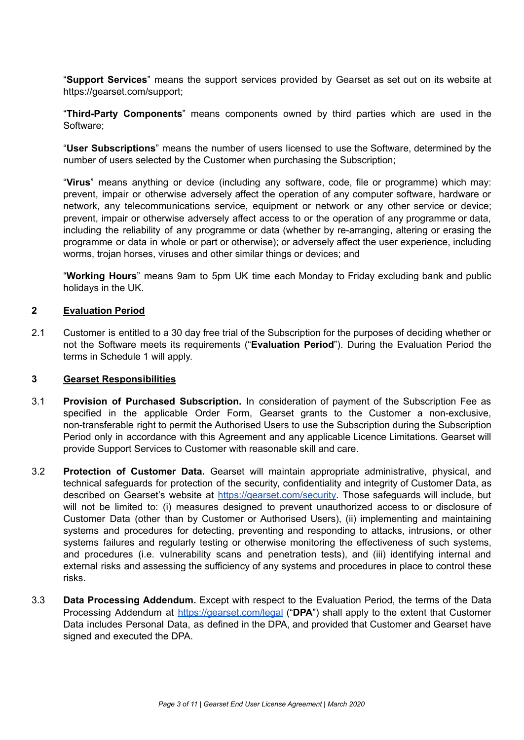"**Support Services**" means the support services provided by Gearset as set out on its website at https://gearset.com/support;

"**Third-Party Components**" means components owned by third parties which are used in the Software;

"**User Subscriptions**" means the number of users licensed to use the Software, determined by the number of users selected by the Customer when purchasing the Subscription;

"**Virus**" means anything or device (including any software, code, file or programme) which may: prevent, impair or otherwise adversely affect the operation of any computer software, hardware or network, any telecommunications service, equipment or network or any other service or device; prevent, impair or otherwise adversely affect access to or the operation of any programme or data, including the reliability of any programme or data (whether by re-arranging, altering or erasing the programme or data in whole or part or otherwise); or adversely affect the user experience, including worms, trojan horses, viruses and other similar things or devices; and

"**Working Hours**" means 9am to 5pm UK time each Monday to Friday excluding bank and public holidays in the UK.

## 2 Evaluation Period

2.1 Customer is entitled to a 30 day free trial of the Subscription for the purposes of deciding whether or not the Software meets its requirements ("**Evaluation Period**"). During the Evaluation Period the terms in Schedule 1 will apply.

## 3 Gearset Responsibilities

3.1 **Provision of Purchased Subscription.** In consideration of payment of the Subscription Fee as specified in the applicable Order Form, Gearset grants to the Customer a non-exclusive, non-transferable right to permit the Authorised Users to use the Subscription during the Subscription Period only in accordance with this Agreement and any applicable Licence Limitations. Gearset will provide Support Services to Customer with reasonable skill and care.

3.2 **Protection of Customer Data.** Gearset will maintain appropriate administrative, physical, and technical safeguards for protection of the security, confidentiality and integrity of Customer Data, as described on Gearset's website at [https://gearset.com/security](https://gearset.com/security). Those safeguards will include, but will not be limited to: (i) measures designed to prevent unauthorized access to or disclosure of Customer Data (other than by Customer or Authorised Users), (ii) implementing and maintaining systems and procedures for detecting, preventing and responding to attacks, intrusions, or other systems failures and regularly testing or otherwise monitoring the effectiveness of such systems, and procedures (i.e. vulnerability scans and penetration tests), and (iii) identifying internal and external risks and assessing the sufficiency of any systems and procedures in place to control these risks.

3.3 **Data Processing Addendum.** Except with respect to the Evaluation Period, the terms of the Data Processing Addendum at [https://gearset.com/legal](https://gearset.com/legal) ("**DPA**") shall apply to the extent that Customer Data includes Personal Data, as defined in the DPA, and provided that Customer and Gearset have signed and executed the DPA.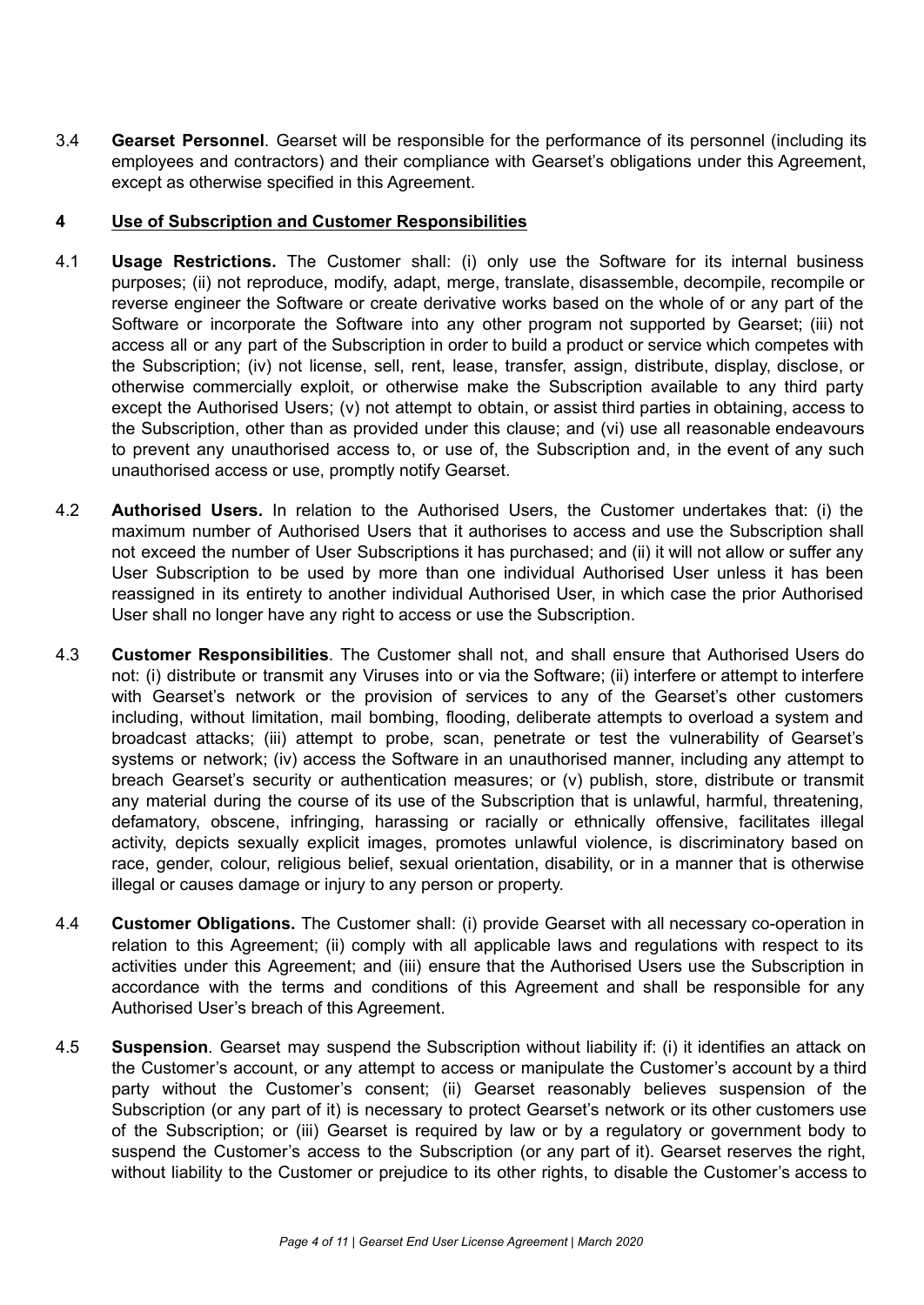3.4 **Gearset Personnel**. Gearset will be responsible for the performance of its personnel (including its employees and contractors) and their compliance with Gearset's obligations under this Agreement, except as otherwise specified in this Agreement.

## 4 Use of Subscription and Customer Responsibilities

4.1 **Usage Restrictions.** The Customer shall: (i) only use the Software for its internal business purposes; (ii) not reproduce, modify, adapt, merge, translate, disassemble, decompile, recompile or reverse engineer the Software or create derivative works based on the whole of or any part of the Software or incorporate the Software into any other program not supported by Gearset; (iii) not access all or any part of the Subscription in order to build a product or service which competes with the Subscription; (iv) not license, sell, rent, lease, transfer, assign, distribute, display, disclose, or otherwise commercially exploit, or otherwise make the Subscription available to any third party except the Authorised Users; (v) not attempt to obtain, or assist third parties in obtaining, access to the Subscription, other than as provided under this clause; and (vi) use all reasonable endeavours to prevent any unauthorised access to, or use of, the Subscription and, in the event of any such unauthorised access or use, promptly notify Gearset.

4.2 **Authorised Users.** In relation to the Authorised Users, the Customer undertakes that: (i) the maximum number of Authorised Users that it authorises to access and use the Subscription shall not exceed the number of User Subscriptions it has purchased; and (ii) it will not allow or suffer any User Subscription to be used by more than one individual Authorised User unless it has been reassigned in its entirety to another individual Authorised User, in which case the prior Authorised User shall no longer have any right to access or use the Subscription.

4.3 **Customer Responsibilities**. The Customer shall not, and shall ensure that Authorised Users do not: (i) distribute or transmit any Viruses into or via the Software; (ii) interfere or attempt to interfere with Gearset's network or the provision of services to any of the Gearset's other customers including, without limitation, mail bombing, flooding, deliberate attempts to overload a system and broadcast attacks; (iii) attempt to probe, scan, penetrate or test the vulnerability of Gearset's systems or network; (iv) access the Software in an unauthorised manner, including any attempt to breach Gearset's security or authentication measures; or (v) publish, store, distribute or transmit any material during the course of its use of the Subscription that is unlawful, harmful, threatening, defamatory, obscene, infringing, harassing or racially or ethnically offensive, facilitates illegal activity, depicts sexually explicit images, promotes unlawful violence, is discriminatory based on race, gender, colour, religious belief, sexual orientation, disability, or in a manner that is otherwise illegal or causes damage or injury to any person or property.

4.4 **Customer Obligations.** The Customer shall: (i) provide Gearset with all necessary co-operation in relation to this Agreement; (ii) comply with all applicable laws and regulations with respect to its activities under this Agreement; and (iii) ensure that the Authorised Users use the Subscription in accordance with the terms and conditions of this Agreement and shall be responsible for any Authorised User's breach of this Agreement.

4.5 **Suspension**. Gearset may suspend the Subscription without liability if: (i) it identifies an attack on the Customer's account, or any attempt to access or manipulate the Customer's account by a third party without the Customer's consent; (ii) Gearset reasonably believes suspension of the Subscription (or any part of it) is necessary to protect Gearset's network or its other customers use of the Subscription; or (iii) Gearset is required by law or by a regulatory or government body to suspend the Customer's access to the Subscription (or any part of it). Gearset reserves the right, without liability to the Customer or prejudice to its other rights, to disable the Customer's access to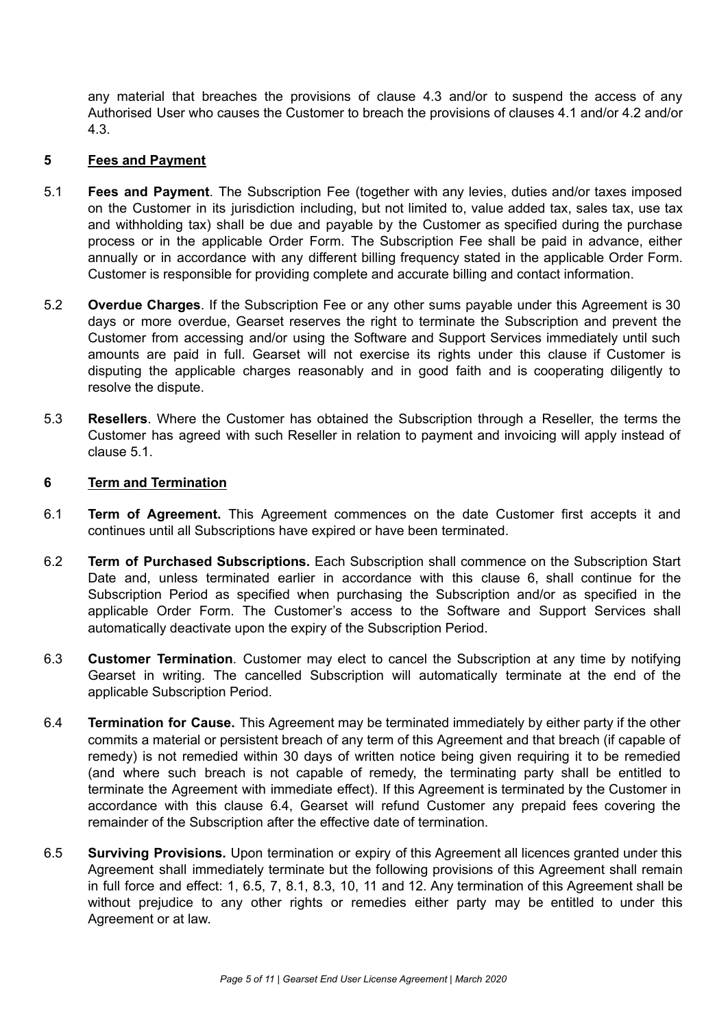any material that breaches the provisions of clause 4.3 and/or to suspend the access of any Authorised User who causes the Customer to breach the provisions of clauses 4.1 and/or 4.2 and/or 4.3.

## 5 Fees and Payment

5.1 **Fees and Payment**. The Subscription Fee (together with any levies, duties and/or taxes imposed on the Customer in its jurisdiction including, but not limited to, value added tax, sales tax, use tax and withholding tax) shall be due and payable by the Customer as specified during the purchase process or in the applicable Order Form. The Subscription Fee shall be paid in advance, either annually or in accordance with any different billing frequency stated in the applicable Order Form. Customer is responsible for providing complete and accurate billing and contact information.

5.2 **Overdue Charges**. If the Subscription Fee or any other sums payable under this Agreement is 30 days or more overdue, Gearset reserves the right to terminate the Subscription and prevent the Customer from accessing and/or using the Software and Support Services immediately until such amounts are paid in full. Gearset will not exercise its rights under this clause if Customer is disputing the applicable charges reasonably and in good faith and is cooperating diligently to resolve the dispute.

5.3 **Resellers**. Where the Customer has obtained the Subscription through a Reseller, the terms the Customer has agreed with such Reseller in relation to payment and invoicing will apply instead of clause 5.1.

## 6 Term and Termination

6.1 **Term of Agreement.** This Agreement commences on the date Customer first accepts it and continues until all Subscriptions have expired or have been terminated.

6.2 **Term of Purchased Subscriptions.** Each Subscription shall commence on the Subscription Start Date and, unless terminated earlier in accordance with this clause 6, shall continue for the Subscription Period as specified when purchasing the Subscription and/or as specified in the applicable Order Form. The Customer's access to the Software and Support Services shall automatically deactivate upon the expiry of the Subscription Period.

6.3 **Customer Termination**. Customer may elect to cancel the Subscription at any time by notifying Gearset in writing. The cancelled Subscription will automatically terminate at the end of the applicable Subscription Period.

6.4 **Termination for Cause.** This Agreement may be terminated immediately by either party if the other commits a material or persistent breach of any term of this Agreement and that breach (if capable of remedy) is not remedied within 30 days of written notice being given requiring it to be remedied (and where such breach is not capable of remedy, the terminating party shall be entitled to terminate the Agreement with immediate effect). If this Agreement is terminated by the Customer in accordance with this clause 6.4, Gearset will refund Customer any prepaid fees covering the remainder of the Subscription after the effective date of termination.

6.5 **Surviving Provisions.** Upon termination or expiry of this Agreement all licences granted under this Agreement shall immediately terminate but the following provisions of this Agreement shall remain in full force and effect: 1, 6.5, 7, 8.1, 8.3, 10, 11 and 12. Any termination of this Agreement shall be without prejudice to any other rights or remedies either party may be entitled to under this Agreement or at law.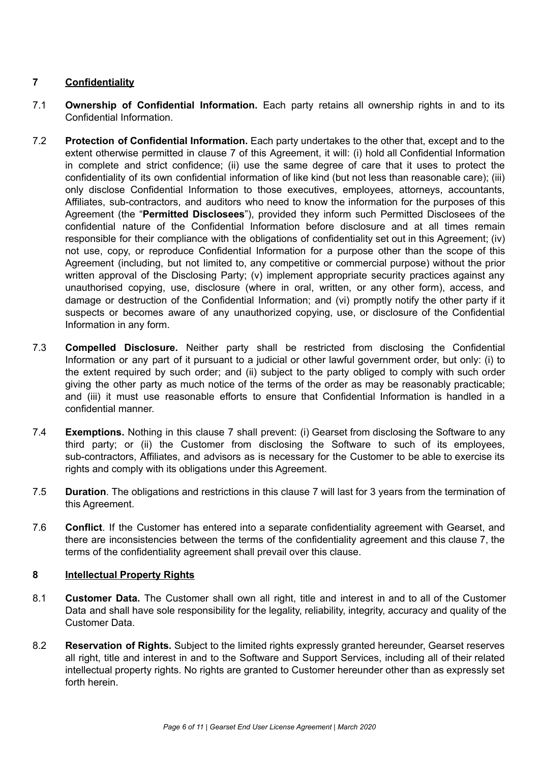## 7 Confidentiality

7.1 **Ownership of Confidential Information.** Each party retains all ownership rights in and to its Confidential Information.

7.2 **Protection of Confidential Information.** Each party undertakes to the other that, except and to the extent otherwise permitted in clause 7 of this Agreement, it will: (i) hold all Confidential Information in complete and strict confidence; (ii) use the same degree of care that it uses to protect the confidentiality of its own confidential information of like kind (but not less than reasonable care); (iii) only disclose Confidential Information to those executives, employees, attorneys, accountants, Affiliates, sub-contractors, and auditors who need to know the information for the purposes of this Agreement (the "**Permitted Disclosees**"), provided they inform such Permitted Disclosees of the confidential nature of the Confidential Information before disclosure and at all times remain responsible for their compliance with the obligations of confidentiality set out in this Agreement; (iv) not use, copy, or reproduce Confidential Information for a purpose other than the scope of this Agreement (including, but not limited to, any competitive or commercial purpose) without the prior written approval of the Disclosing Party; (v) implement appropriate security practices against any unauthorised copying, use, disclosure (where in oral, written, or any other form), access, and damage or destruction of the Confidential Information; and (vi) promptly notify the other party if it suspects or becomes aware of any unauthorized copying, use, or disclosure of the Confidential Information in any form.

7.3 **Compelled Disclosure.** Neither party shall be restricted from disclosing the Confidential Information or any part of it pursuant to a judicial or other lawful government order, but only: (i) to the extent required by such order; and (ii) subject to the party obliged to comply with such order giving the other party as much notice of the terms of the order as may be reasonably practicable; and (iii) it must use reasonable efforts to ensure that Confidential Information is handled in a confidential manner.

7.4 **Exemptions.** Nothing in this clause 7 shall prevent: (i) Gearset from disclosing the Software to any third party; or (ii) the Customer from disclosing the Software to such of its employees, sub-contractors, Affiliates, and advisors as is necessary for the Customer to be able to exercise its rights and comply with its obligations under this Agreement.

7.5 **Duration**. The obligations and restrictions in this clause 7 will last for 3 years from the termination of this Agreement.

7.6 **Conflict**. If the Customer has entered into a separate confidentiality agreement with Gearset, and there are inconsistencies between the terms of the confidentiality agreement and this clause 7, the terms of the confidentiality agreement shall prevail over this clause.

## 8 Intellectual Property Rights

8.1 **Customer Data.** The Customer shall own all right, title and interest in and to all of the Customer Data and shall have sole responsibility for the legality, reliability, integrity, accuracy and quality of the Customer Data.

8.2 **Reservation of Rights.** Subject to the limited rights expressly granted hereunder, Gearset reserves all right, title and interest in and to the Software and Support Services, including all of their related intellectual property rights. No rights are granted to Customer hereunder other than as expressly set forth herein.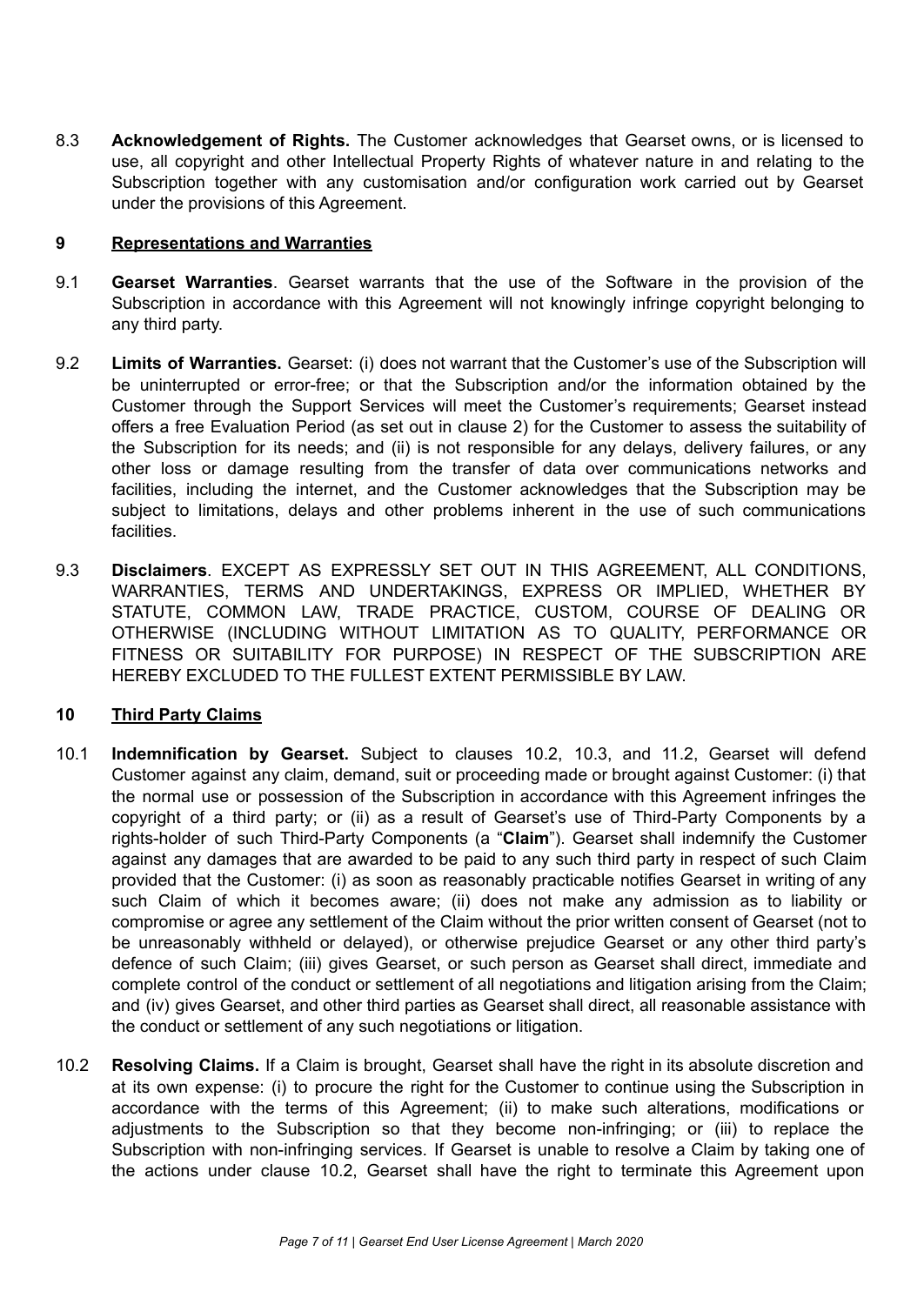8.3 **Acknowledgement of Rights.** The Customer acknowledges that Gearset owns, or is licensed to use, all copyright and other Intellectual Property Rights of whatever nature in and relating to the Subscription together with any customisation and/or configuration work carried out by Gearset under the provisions of this Agreement.

## 9 Representations and Warranties

9.1 **Gearset Warranties**. Gearset warrants that the use of the Software in the provision of the Subscription in accordance with this Agreement will not knowingly infringe copyright belonging to any third party.

9.2 **Limits of Warranties.** Gearset: (i) does not warrant that the Customer's use of the Subscription will be uninterrupted or error-free; or that the Subscription and/or the information obtained by the Customer through the Support Services will meet the Customer's requirements; Gearset instead offers a free Evaluation Period (as set out in clause 2) for the Customer to assess the suitability of the Subscription for its needs; and (ii) is not responsible for any delays, delivery failures, or any other loss or damage resulting from the transfer of data over communications networks and facilities, including the internet, and the Customer acknowledges that the Subscription may be subject to limitations, delays and other problems inherent in the use of such communications facilities.

9.3 **Disclaimers**. EXCEPT AS EXPRESSLY SET OUT IN THIS AGREEMENT, ALL CONDITIONS, WARRANTIES, TERMS AND UNDERTAKINGS, EXPRESS OR IMPLIED, WHETHER BY STATUTE, COMMON LAW, TRADE PRACTICE, CUSTOM, COURSE OF DEALING OR OTHERWISE (INCLUDING WITHOUT LIMITATION AS TO QUALITY, PERFORMANCE OR FITNESS OR SUITABILITY FOR PURPOSE) IN RESPECT OF THE SUBSCRIPTION ARE HEREBY EXCLUDED TO THE FULLEST EXTENT PERMISSIBLE BY LAW.

## 10 Third Party Claims

10.1 **Indemnification by Gearset.** Subject to clauses 10.2, 10.3, and 11.2, Gearset will defend Customer against any claim, demand, suit or proceeding made or brought against Customer: (i) that the normal use or possession of the Subscription in accordance with this Agreement infringes the copyright of a third party; or (ii) as a result of Gearset's use of Third-Party Components by a rights-holder of such Third-Party Components (a "**Claim**"). Gearset shall indemnify the Customer against any damages that are awarded to be paid to any such third party in respect of such Claim provided that the Customer: (i) as soon as reasonably practicable notifies Gearset in writing of any such Claim of which it becomes aware; (ii) does not make any admission as to liability or compromise or agree any settlement of the Claim without the prior written consent of Gearset (not to be unreasonably withheld or delayed), or otherwise prejudice Gearset or any other third party's defence of such Claim; (iii) gives Gearset, or such person as Gearset shall direct, immediate and complete control of the conduct or settlement of all negotiations and litigation arising from the Claim; and (iv) gives Gearset, and other third parties as Gearset shall direct, all reasonable assistance with the conduct or settlement of any such negotiations or litigation.

10.2 **Resolving Claims.** If a Claim is brought, Gearset shall have the right in its absolute discretion and at its own expense: (i) to procure the right for the Customer to continue using the Subscription in accordance with the terms of this Agreement; (ii) to make such alterations, modifications or adjustments to the Subscription so that they become non-infringing; or (iii) to replace the Subscription with non-infringing services. If Gearset is unable to resolve a Claim by taking one of the actions under clause 10.2, Gearset shall have the right to terminate this Agreement upon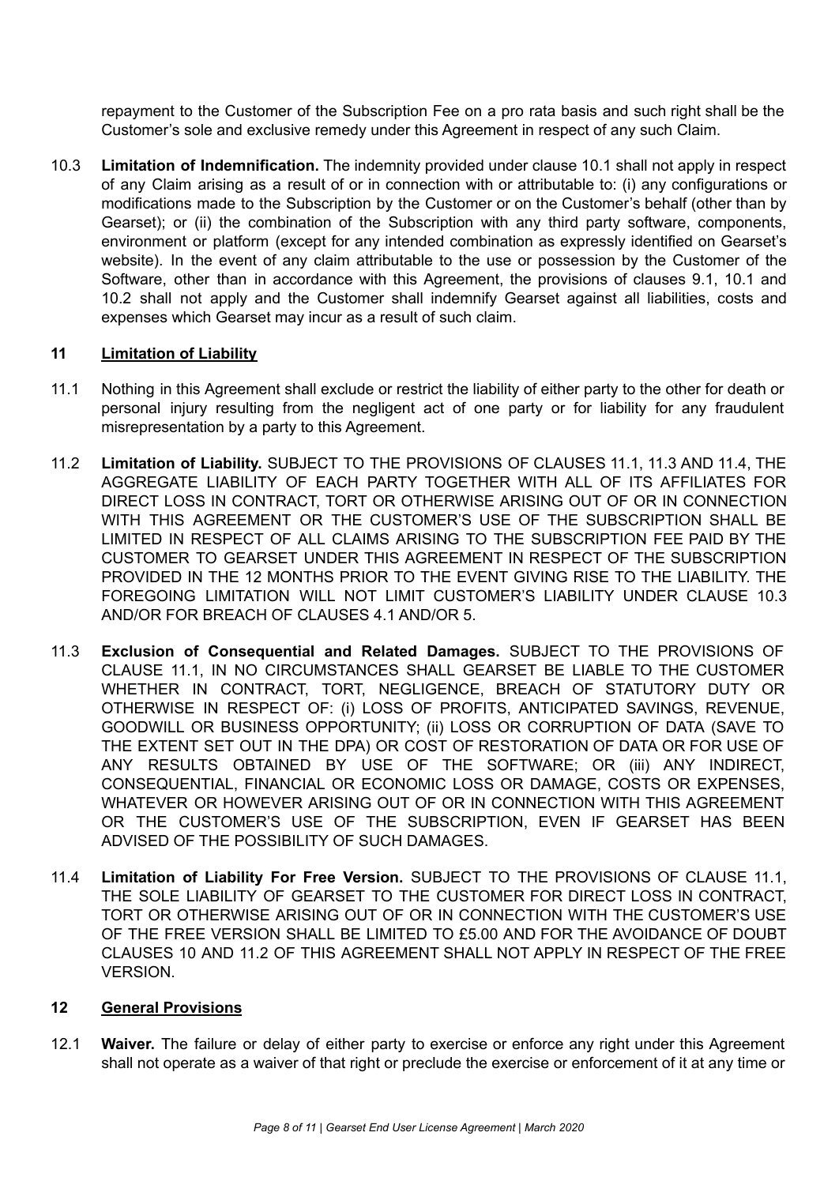repayment to the Customer of the Subscription Fee on a pro rata basis and such right shall be the Customer's sole and exclusive remedy under this Agreement in respect of any such Claim.

10.3 **Limitation of Indemnification.** The indemnity provided under clause 10.1 shall not apply in respect of any Claim arising as a result of or in connection with or attributable to: (i) any configurations or modifications made to the Subscription by the Customer or on the Customer's behalf (other than by Gearset); or (ii) the combination of the Subscription with any third party software, components, environment or platform (except for any intended combination as expressly identified on Gearset's website). In the event of any claim attributable to the use or possession by the Customer of the Software, other than in accordance with this Agreement, the provisions of clauses 9.1, 10.1 and 10.2 shall not apply and the Customer shall indemnify Gearset against all liabilities, costs and expenses which Gearset may incur as a result of such claim.

## 11 Limitation of Liability

11.1 Nothing in this Agreement shall exclude or restrict the liability of either party to the other for death or personal injury resulting from the negligent act of one party or for liability for any fraudulent misrepresentation by a party to this Agreement.

11.2 **Limitation of Liability.** SUBJECT TO THE PROVISIONS OF CLAUSES 11.1, 11.3 AND 11.4, THE AGGREGATE LIABILITY OF EACH PARTY TOGETHER WITH ALL OF ITS AFFILIATES FOR DIRECT LOSS IN CONTRACT, TORT OR OTHERWISE ARISING OUT OF OR IN CONNECTION WITH THIS AGREEMENT OR THE CUSTOMER'S USE OF THE SUBSCRIPTION SHALL BE LIMITED IN RESPECT OF ALL CLAIMS ARISING TO THE SUBSCRIPTION FEE PAID BY THE CUSTOMER TO GEARSET UNDER THIS AGREEMENT IN RESPECT OF THE SUBSCRIPTION PROVIDED IN THE 12 MONTHS PRIOR TO THE EVENT GIVING RISE TO THE LIABILITY. THE FOREGOING LIMITATION WILL NOT LIMIT CUSTOMER'S LIABILITY UNDER CLAUSE 10.3 AND/OR FOR BREACH OF CLAUSES 4.1 AND/OR 5.

11.3 **Exclusion of Consequential and Related Damages.** SUBJECT TO THE PROVISIONS OF CLAUSE 11.1, IN NO CIRCUMSTANCES SHALL GEARSET BE LIABLE TO THE CUSTOMER WHETHER IN CONTRACT, TORT, NEGLIGENCE, BREACH OF STATUTORY DUTY OR OTHERWISE IN RESPECT OF: (i) LOSS OF PROFITS, ANTICIPATED SAVINGS, REVENUE, GOODWILL OR BUSINESS OPPORTUNITY; (ii) LOSS OR CORRUPTION OF DATA (SAVE TO THE EXTENT SET OUT IN THE DPA) OR COST OF RESTORATION OF DATA OR FOR USE OF ANY RESULTS OBTAINED BY USE OF THE SOFTWARE; OR (iii) ANY INDIRECT, CONSEQUENTIAL, FINANCIAL OR ECONOMIC LOSS OR DAMAGE, COSTS OR EXPENSES, WHATEVER OR HOWEVER ARISING OUT OF OR IN CONNECTION WITH THIS AGREEMENT OR THE CUSTOMER'S USE OF THE SUBSCRIPTION, EVEN IF GEARSET HAS BEEN ADVISED OF THE POSSIBILITY OF SUCH DAMAGES.

11.4 **Limitation of Liability For Free Version.** SUBJECT TO THE PROVISIONS OF CLAUSE 11.1, THE SOLE LIABILITY OF GEARSET TO THE CUSTOMER FOR DIRECT LOSS IN CONTRACT, TORT OR OTHERWISE ARISING OUT OF OR IN CONNECTION WITH THE CUSTOMER'S USE OF THE FREE VERSION SHALL BE LIMITED TO £5.00 AND FOR THE AVOIDANCE OF DOUBT CLAUSES 10 AND 11.2 OF THIS AGREEMENT SHALL NOT APPLY IN RESPECT OF THE FREE VERSION.

## 12 General Provisions

12.1 **Waiver.** The failure or delay of either party to exercise or enforce any right under this Agreement shall not operate as a waiver of that right or preclude the exercise or enforcement of it at any time or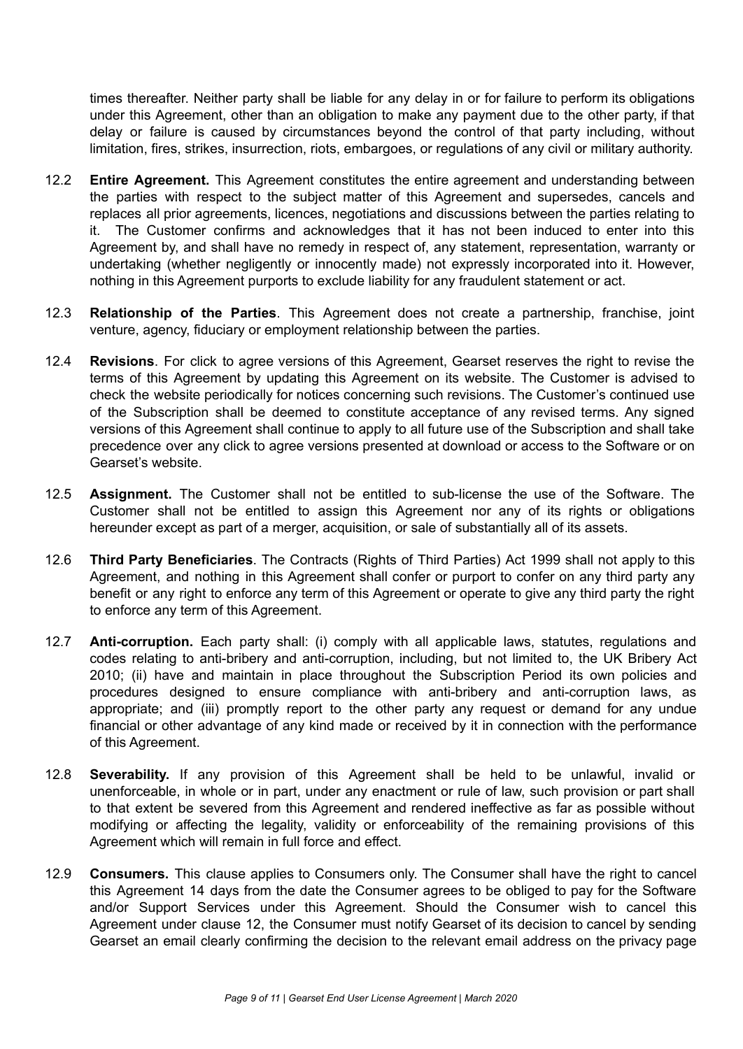times thereafter. Neither party shall be liable for any delay in or for failure to perform its obligations under this Agreement, other than an obligation to make any payment due to the other party, if that delay or failure is caused by circumstances beyond the control of that party including, without limitation, fires, strikes, insurrection, riots, embargoes, or regulations of any civil or military authority.

12.2 **Entire Agreement.** This Agreement constitutes the entire agreement and understanding between the parties with respect to the subject matter of this Agreement and supersedes, cancels and replaces all prior agreements, licences, negotiations and discussions between the parties relating to it. The Customer confirms and acknowledges that it has not been induced to enter into this Agreement by, and shall have no remedy in respect of, any statement, representation, warranty or undertaking (whether negligently or innocently made) not expressly incorporated into it. However, nothing in this Agreement purports to exclude liability for any fraudulent statement or act.

12.3 **Relationship of the Parties**. This Agreement does not create a partnership, franchise, joint venture, agency, fiduciary or employment relationship between the parties.

12.4 **Revisions**. For click to agree versions of this Agreement, Gearset reserves the right to revise the terms of this Agreement by updating this Agreement on its website. The Customer is advised to check the website periodically for notices concerning such revisions. The Customer's continued use of the Subscription shall be deemed to constitute acceptance of any revised terms. Any signed versions of this Agreement shall continue to apply to all future use of the Subscription and shall take precedence over any click to agree versions presented at download or access to the Software or on Gearset's website.

12.5 **Assignment.** The Customer shall not be entitled to sub-license the use of the Software. The Customer shall not be entitled to assign this Agreement nor any of its rights or obligations hereunder except as part of a merger, acquisition, or sale of substantially all of its assets.

12.6 **Third Party Beneficiaries**. The Contracts (Rights of Third Parties) Act 1999 shall not apply to this Agreement, and nothing in this Agreement shall confer or purport to confer on any third party any benefit or any right to enforce any term of this Agreement or operate to give any third party the right to enforce any term of this Agreement.

12.7 **Anti-corruption.** Each party shall: (i) comply with all applicable laws, statutes, regulations and codes relating to anti-bribery and anti-corruption, including, but not limited to, the UK Bribery Act 2010; (ii) have and maintain in place throughout the Subscription Period its own policies and procedures designed to ensure compliance with anti-bribery and anti-corruption laws, as appropriate; and (iii) promptly report to the other party any request or demand for any undue financial or other advantage of any kind made or received by it in connection with the performance of this Agreement.

12.8 **Severability.** If any provision of this Agreement shall be held to be unlawful, invalid or unenforceable, in whole or in part, under any enactment or rule of law, such provision or part shall to that extent be severed from this Agreement and rendered ineffective as far as possible without modifying or affecting the legality, validity or enforceability of the remaining provisions of this Agreement which will remain in full force and effect.

12.9 **Consumers.** This clause applies to Consumers only. The Consumer shall have the right to cancel this Agreement 14 days from the date the Consumer agrees to be obliged to pay for the Software and/or Support Services under this Agreement. Should the Consumer wish to cancel this Agreement under clause 12, the Consumer must notify Gearset of its decision to cancel by sending Gearset an email clearly confirming the decision to the relevant email address on the privacy page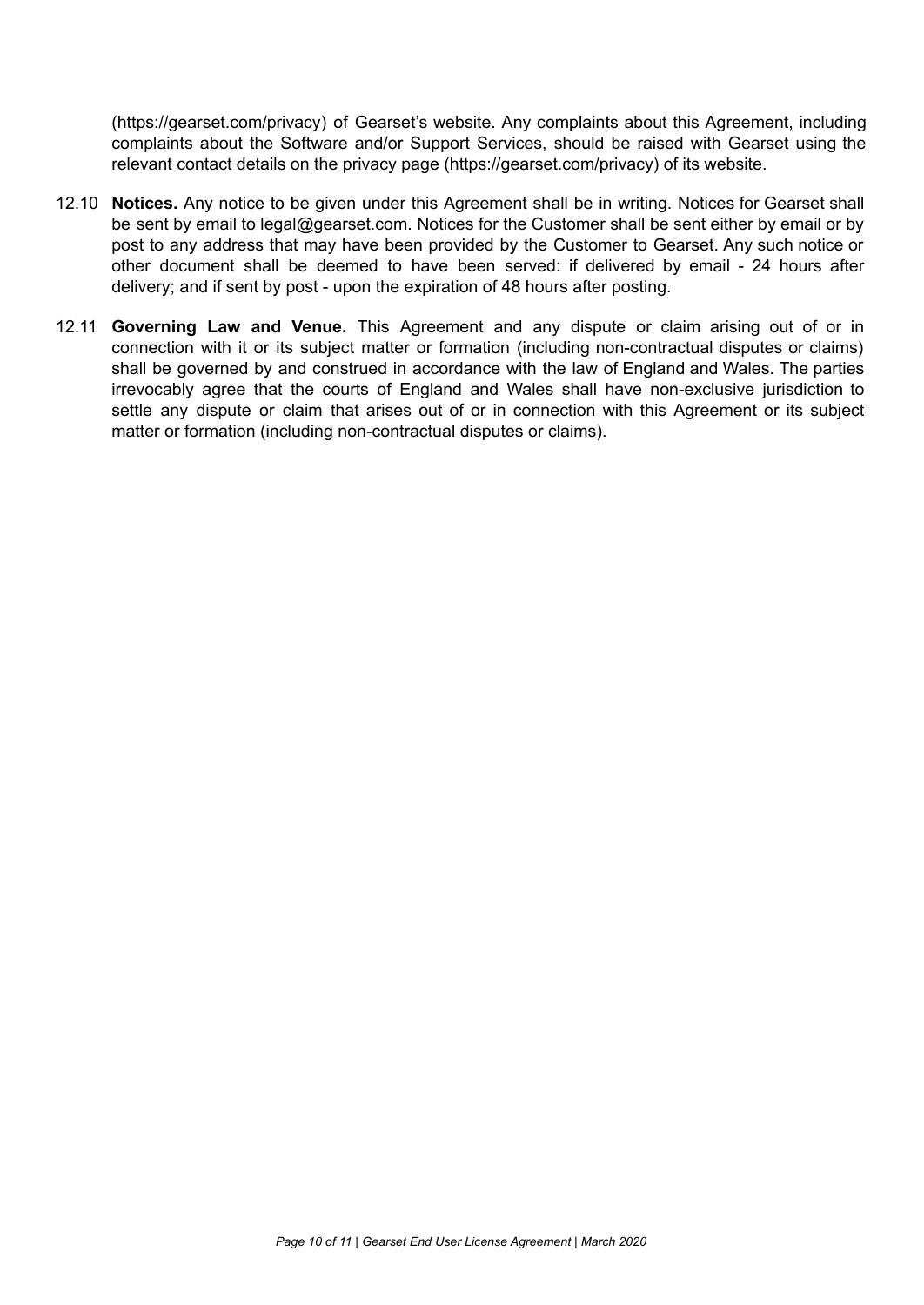(https://gearset.com/privacy) of Gearset's website. Any complaints about this Agreement, including complaints about the Software and/or Support Services, should be raised with Gearset using the relevant contact details on the privacy page (https://gearset.com/privacy) of its website.

12.10 **Notices.** Any notice to be given under this Agreement shall be in writing. Notices for Gearset shall be sent by email to legal@gearset.com. Notices for the Customer shall be sent either by email or by post to any address that may have been provided by the Customer to Gearset. Any such notice or other document shall be deemed to have been served: if delivered by email - 24 hours after delivery; and if sent by post - upon the expiration of 48 hours after posting.

12.11 **Governing Law and Venue.** This Agreement and any dispute or claim arising out of or in connection with it or its subject matter or formation (including non-contractual disputes or claims) shall be governed by and construed in accordance with the law of England and Wales. The parties irrevocably agree that the courts of England and Wales shall have non-exclusive jurisdiction to settle any dispute or claim that arises out of or in connection with this Agreement or its subject matter or formation (including non-contractual disputes or claims).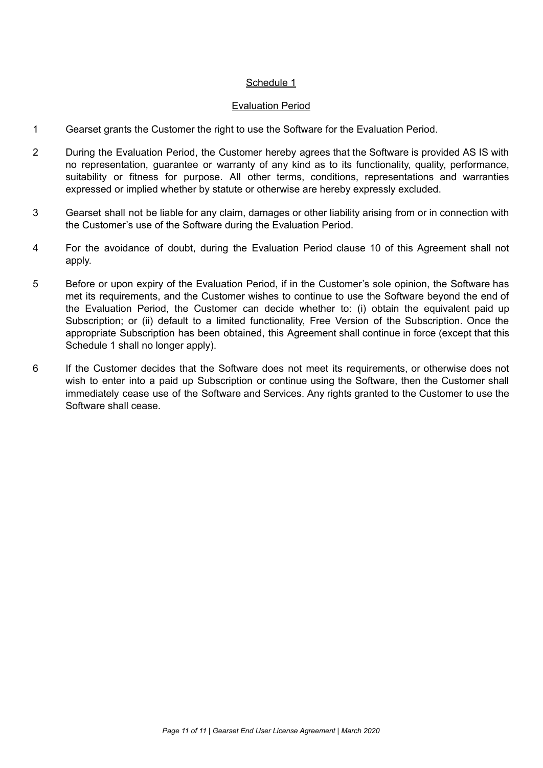## Schedule 1

## Evaluation Period

1 Gearset grants the Customer the right to use the Software for the Evaluation Period.

2 During the Evaluation Period, the Customer hereby agrees that the Software is provided AS IS with no representation, guarantee or warranty of any kind as to its functionality, quality, performance, suitability or fitness for purpose. All other terms, conditions, representations and warranties expressed or implied whether by statute or otherwise are hereby expressly excluded.

3 Gearset shall not be liable for any claim, damages or other liability arising from or in connection with the Customer's use of the Software during the Evaluation Period.

4 For the avoidance of doubt, during the Evaluation Period clause 10 of this Agreement shall not apply.

5 Before or upon expiry of the Evaluation Period, if in the Customer's sole opinion, the Software has met its requirements, and the Customer wishes to continue to use the Software beyond the end of the Evaluation Period, the Customer can decide whether to: (i) obtain the equivalent paid up Subscription; or (ii) default to a limited functionality, Free Version of the Subscription. Once the appropriate Subscription has been obtained, this Agreement shall continue in force (except that this Schedule 1 shall no longer apply).

6 If the Customer decides that the Software does not meet its requirements, or otherwise does not wish to enter into a paid up Subscription or continue using the Software, then the Customer shall immediately cease use of the Software and Services. Any rights granted to the Customer to use the Software shall cease.